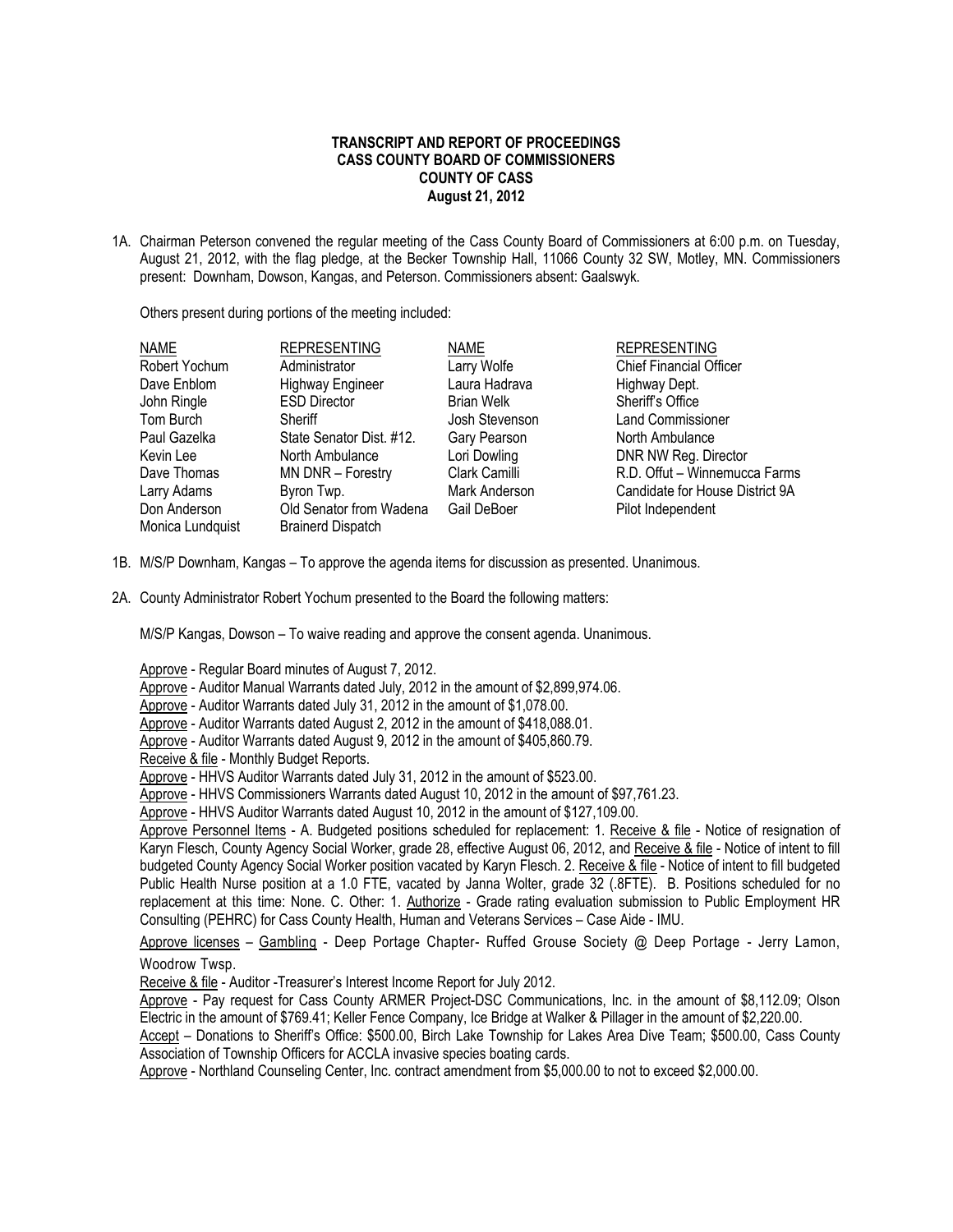**TRANSCRIPT AND REPORT OF PROCEEDINGS**
**CASS COUNTY BOARD OF COMMISSIONERS**
**COUNTY OF CASS**
**August 21, 2012**

1A. Chairman Peterson convened the regular meeting of the Cass County Board of Commissioners at 6:00 p.m. on Tuesday, August 21, 2012, with the flag pledge, at the Becker Township Hall, 11066 County 32 SW, Motley, MN. Commissioners present: Downham, Dowson, Kangas, and Peterson. Commissioners absent: Gaalswyk.

Others present during portions of the meeting included:

| NAME | REPRESENTING | NAME | REPRESENTING |
|---|---|---|---|
| Robert Yochum | Administrator | Larry Wolfe | Chief Financial Officer |
| Dave Enblom | Highway Engineer | Laura Hadrava | Highway Dept. |
| John Ringle | ESD Director | Brian Welk | Sheriff's Office |
| Tom Burch | Sheriff | Josh Stevenson | Land Commissioner |
| Paul Gazelka | State Senator Dist. #12. | Gary Pearson | North Ambulance |
| Kevin Lee | North Ambulance | Lori Dowling | DNR NW Reg. Director |
| Dave Thomas | MN DNR – Forestry | Clark Camilli | R.D. Offut – Winnemucca Farms |
| Larry Adams | Byron Twp. | Mark Anderson | Candidate for House District 9A |
| Don Anderson | Old Senator from Wadena | Gail DeBoer | Pilot Independent |
| Monica Lundquist | Brainerd Dispatch | | |

1B. M/S/P Downham, Kangas – To approve the agenda items for discussion as presented. Unanimous.

2A. County Administrator Robert Yochum presented to the Board the following matters:

M/S/P Kangas, Dowson – To waive reading and approve the consent agenda. Unanimous.

Approve - Regular Board minutes of August 7, 2012.
Approve - Auditor Manual Warrants dated July, 2012 in the amount of $2,899,974.06.
Approve - Auditor Warrants dated July 31, 2012 in the amount of $1,078.00.
Approve - Auditor Warrants dated August 2, 2012 in the amount of $418,088.01.
Approve - Auditor Warrants dated August 9, 2012 in the amount of $405,860.79.
Receive & file - Monthly Budget Reports.
Approve - HHVS Auditor Warrants dated July 31, 2012 in the amount of $523.00.
Approve - HHVS Commissioners Warrants dated August 10, 2012 in the amount of $97,761.23.
Approve - HHVS Auditor Warrants dated August 10, 2012 in the amount of $127,109.00.
Approve Personnel Items - A. Budgeted positions scheduled for replacement: 1. Receive & file - Notice of resignation of Karyn Flesch, County Agency Social Worker, grade 28, effective August 06, 2012, and Receive & file - Notice of intent to fill budgeted County Agency Social Worker position vacated by Karyn Flesch. 2. Receive & file - Notice of intent to fill budgeted Public Health Nurse position at a 1.0 FTE, vacated by Janna Wolter, grade 32 (.8FTE). B. Positions scheduled for no replacement at this time: None. C. Other: 1. Authorize - Grade rating evaluation submission to Public Employment HR Consulting (PEHRC) for Cass County Health, Human and Veterans Services – Case Aide - IMU.
Approve licenses – Gambling - Deep Portage Chapter- Ruffed Grouse Society @ Deep Portage - Jerry Lamon, Woodrow Twsp.
Receive & file - Auditor -Treasurer's Interest Income Report for July 2012.
Approve - Pay request for Cass County ARMER Project-DSC Communications, Inc. in the amount of $8,112.09; Olson Electric in the amount of $769.41; Keller Fence Company, Ice Bridge at Walker & Pillager in the amount of $2,220.00.
Accept – Donations to Sheriff's Office: $500.00, Birch Lake Township for Lakes Area Dive Team; $500.00, Cass County Association of Township Officers for ACCLA invasive species boating cards.
Approve - Northland Counseling Center, Inc. contract amendment from $5,000.00 to not to exceed $2,000.00.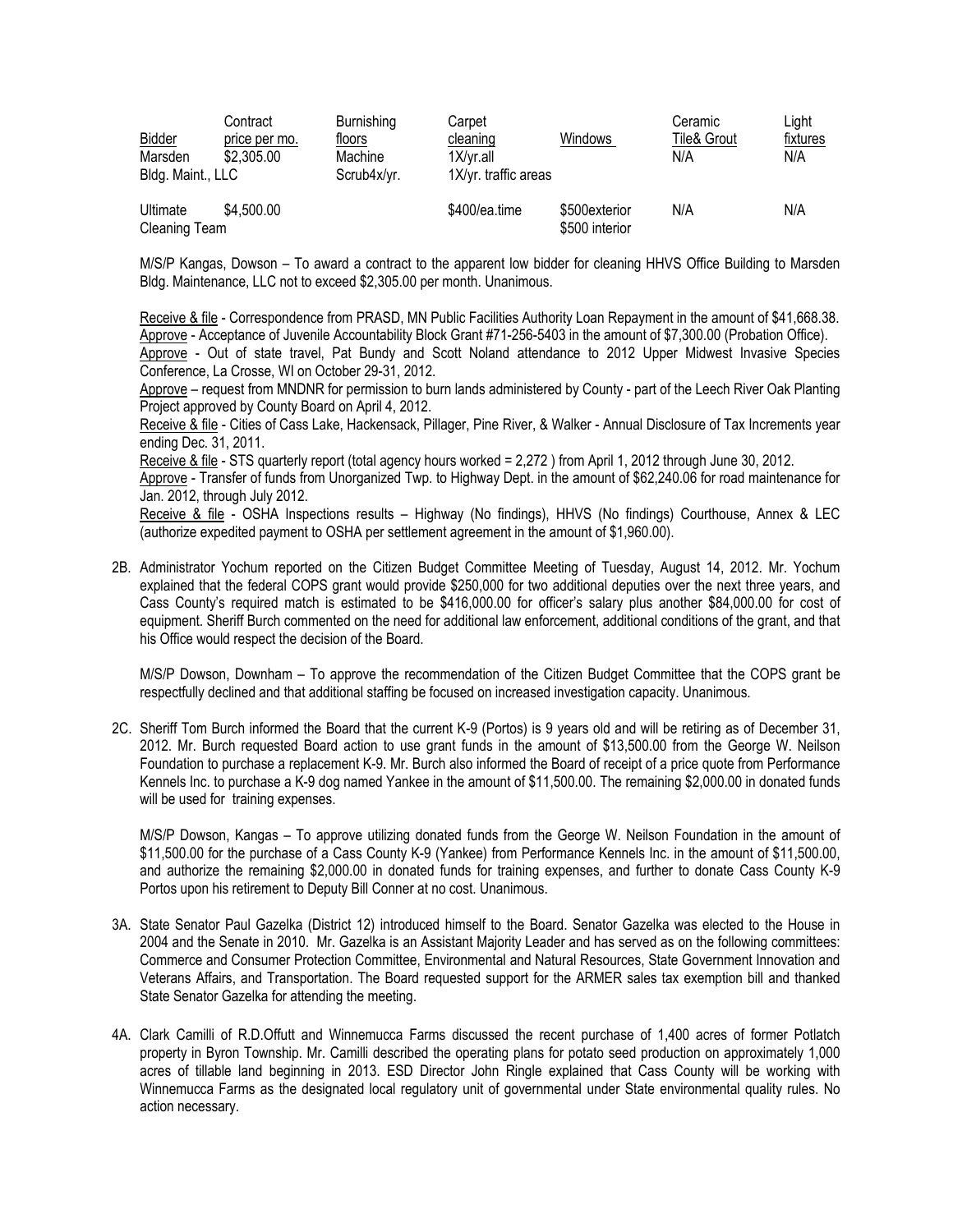| Bidder | Contract price per mo. | Burnishing floors | Carpet cleaning | Windows | Ceramic Tile& Grout | Light fixtures |
|---|---|---|---|---|---|---|
| Marsden Bldg. Maint., LLC | $2,305.00 | Machine Scrub4x/yr. | 1X/yr.all 1X/yr. traffic areas | | N/A | N/A |
| Ultimate Cleaning Team | $4,500.00 | | $400/ea.time | $500exterior $500 interior | N/A | N/A |

M/S/P Kangas, Dowson – To award a contract to the apparent low bidder for cleaning HHVS Office Building to Marsden Bldg. Maintenance, LLC not to exceed $2,305.00 per month. Unanimous.

Receive & file - Correspondence from PRASD, MN Public Facilities Authority Loan Repayment in the amount of $41,668.38.
Approve - Acceptance of Juvenile Accountability Block Grant #71-256-5403 in the amount of $7,300.00 (Probation Office).
Approve - Out of state travel, Pat Bundy and Scott Noland attendance to 2012 Upper Midwest Invasive Species Conference, La Crosse, WI on October 29-31, 2012.
Approve – request from MNDNR for permission to burn lands administered by County - part of the Leech River Oak Planting Project approved by County Board on April 4, 2012.
Receive & file - Cities of Cass Lake, Hackensack, Pillager, Pine River, & Walker - Annual Disclosure of Tax Increments year ending Dec. 31, 2011.
Receive & file - STS quarterly report (total agency hours worked = 2,272 ) from April 1, 2012 through June 30, 2012.
Approve - Transfer of funds from Unorganized Twp. to Highway Dept. in the amount of $62,240.06 for road maintenance for Jan. 2012, through July 2012.
Receive & file - OSHA Inspections results – Highway (No findings), HHVS (No findings) Courthouse, Annex & LEC (authorize expedited payment to OSHA per settlement agreement in the amount of $1,960.00).

2B. Administrator Yochum reported on the Citizen Budget Committee Meeting of Tuesday, August 14, 2012. Mr. Yochum explained that the federal COPS grant would provide $250,000 for two additional deputies over the next three years, and Cass County's required match is estimated to be $416,000.00 for officer's salary plus another $84,000.00 for cost of equipment. Sheriff Burch commented on the need for additional law enforcement, additional conditions of the grant, and that his Office would respect the decision of the Board.

M/S/P Dowson, Downham – To approve the recommendation of the Citizen Budget Committee that the COPS grant be respectfully declined and that additional staffing be focused on increased investigation capacity. Unanimous.

2C. Sheriff Tom Burch informed the Board that the current K-9 (Portos) is 9 years old and will be retiring as of December 31, 2012. Mr. Burch requested Board action to use grant funds in the amount of $13,500.00 from the George W. Neilson Foundation to purchase a replacement K-9. Mr. Burch also informed the Board of receipt of a price quote from Performance Kennels Inc. to purchase a K-9 dog named Yankee in the amount of $11,500.00. The remaining $2,000.00 in donated funds will be used for training expenses.

M/S/P Dowson, Kangas – To approve utilizing donated funds from the George W. Neilson Foundation in the amount of $11,500.00 for the purchase of a Cass County K-9 (Yankee) from Performance Kennels Inc. in the amount of $11,500.00, and authorize the remaining $2,000.00 in donated funds for training expenses, and further to donate Cass County K-9 Portos upon his retirement to Deputy Bill Conner at no cost. Unanimous.

3A. State Senator Paul Gazelka (District 12) introduced himself to the Board. Senator Gazelka was elected to the House in 2004 and the Senate in 2010. Mr. Gazelka is an Assistant Majority Leader and has served as on the following committees: Commerce and Consumer Protection Committee, Environmental and Natural Resources, State Government Innovation and Veterans Affairs, and Transportation. The Board requested support for the ARMER sales tax exemption bill and thanked State Senator Gazelka for attending the meeting.

4A. Clark Camilli of R.D.Offutt and Winnemucca Farms discussed the recent purchase of 1,400 acres of former Potlatch property in Byron Township. Mr. Camilli described the operating plans for potato seed production on approximately 1,000 acres of tillable land beginning in 2013. ESD Director John Ringle explained that Cass County will be working with Winnemucca Farms as the designated local regulatory unit of governmental under State environmental quality rules. No action necessary.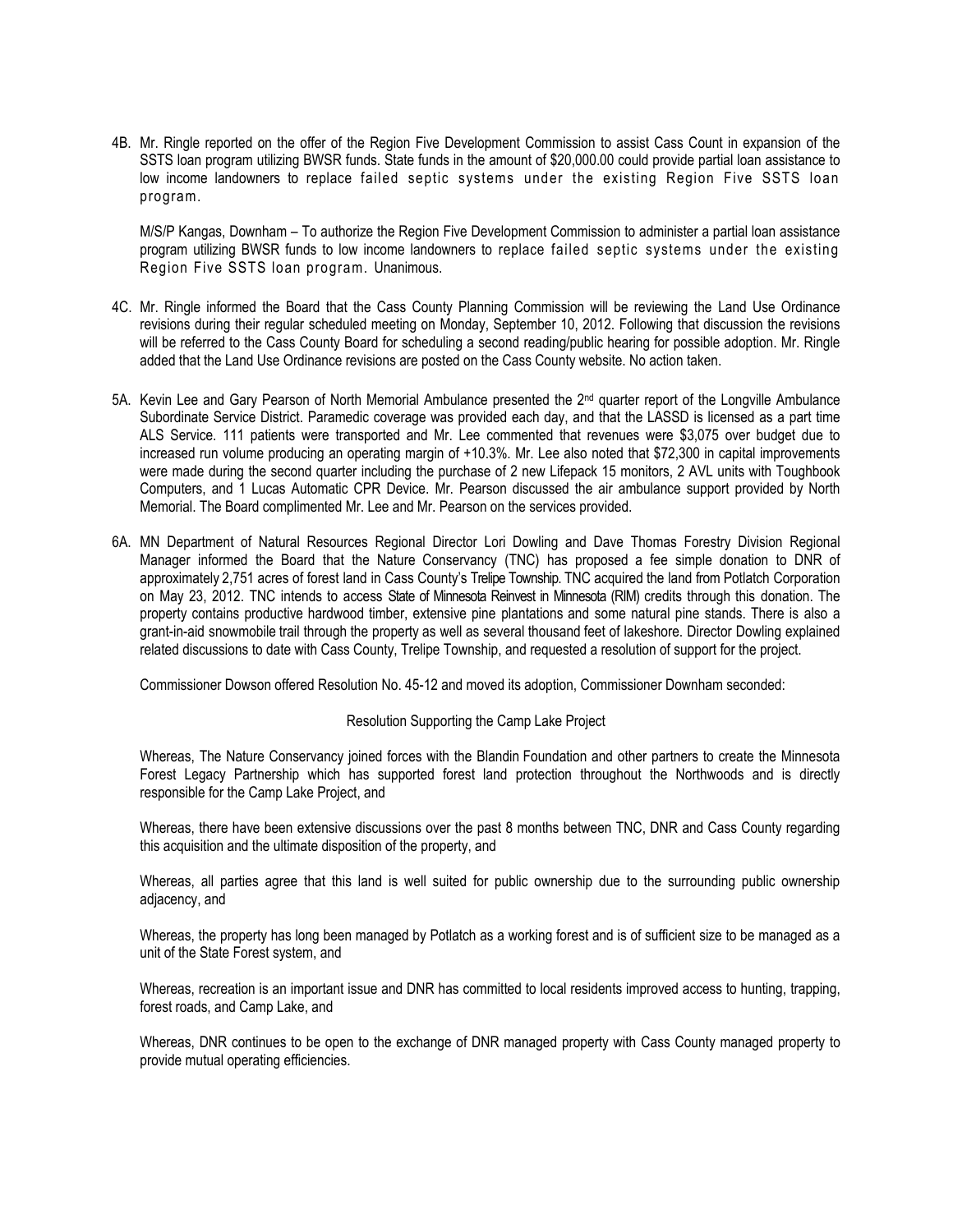4B. Mr. Ringle reported on the offer of the Region Five Development Commission to assist Cass Count in expansion of the SSTS loan program utilizing BWSR funds. State funds in the amount of $20,000.00 could provide partial loan assistance to low income landowners to replace failed septic systems under the existing Region Five SSTS loan program.

M/S/P Kangas, Downham – To authorize the Region Five Development Commission to administer a partial loan assistance program utilizing BWSR funds to low income landowners to replace failed septic systems under the existing Region Five SSTS loan program. Unanimous.

4C. Mr. Ringle informed the Board that the Cass County Planning Commission will be reviewing the Land Use Ordinance revisions during their regular scheduled meeting on Monday, September 10, 2012. Following that discussion the revisions will be referred to the Cass County Board for scheduling a second reading/public hearing for possible adoption. Mr. Ringle added that the Land Use Ordinance revisions are posted on the Cass County website. No action taken.

5A. Kevin Lee and Gary Pearson of North Memorial Ambulance presented the 2nd quarter report of the Longville Ambulance Subordinate Service District. Paramedic coverage was provided each day, and that the LASSD is licensed as a part time ALS Service. 111 patients were transported and Mr. Lee commented that revenues were $3,075 over budget due to increased run volume producing an operating margin of +10.3%. Mr. Lee also noted that $72,300 in capital improvements were made during the second quarter including the purchase of 2 new Lifepack 15 monitors, 2 AVL units with Toughbook Computers, and 1 Lucas Automatic CPR Device. Mr. Pearson discussed the air ambulance support provided by North Memorial. The Board complimented Mr. Lee and Mr. Pearson on the services provided.

6A. MN Department of Natural Resources Regional Director Lori Dowling and Dave Thomas Forestry Division Regional Manager informed the Board that the Nature Conservancy (TNC) has proposed a fee simple donation to DNR of approximately 2,751 acres of forest land in Cass County's Trelipe Township. TNC acquired the land from Potlatch Corporation on May 23, 2012. TNC intends to access State of Minnesota Reinvest in Minnesota (RIM) credits through this donation. The property contains productive hardwood timber, extensive pine plantations and some natural pine stands. There is also a grant-in-aid snowmobile trail through the property as well as several thousand feet of lakeshore. Director Dowling explained related discussions to date with Cass County, Trelipe Township, and requested a resolution of support for the project.

Commissioner Dowson offered Resolution No. 45-12 and moved its adoption, Commissioner Downham seconded:

Resolution Supporting the Camp Lake Project

Whereas, The Nature Conservancy joined forces with the Blandin Foundation and other partners to create the Minnesota Forest Legacy Partnership which has supported forest land protection throughout the Northwoods and is directly responsible for the Camp Lake Project, and

Whereas, there have been extensive discussions over the past 8 months between TNC, DNR and Cass County regarding this acquisition and the ultimate disposition of the property, and

Whereas, all parties agree that this land is well suited for public ownership due to the surrounding public ownership adjacency, and

Whereas, the property has long been managed by Potlatch as a working forest and is of sufficient size to be managed as a unit of the State Forest system, and

Whereas, recreation is an important issue and DNR has committed to local residents improved access to hunting, trapping, forest roads, and Camp Lake, and

Whereas, DNR continues to be open to the exchange of DNR managed property with Cass County managed property to provide mutual operating efficiencies.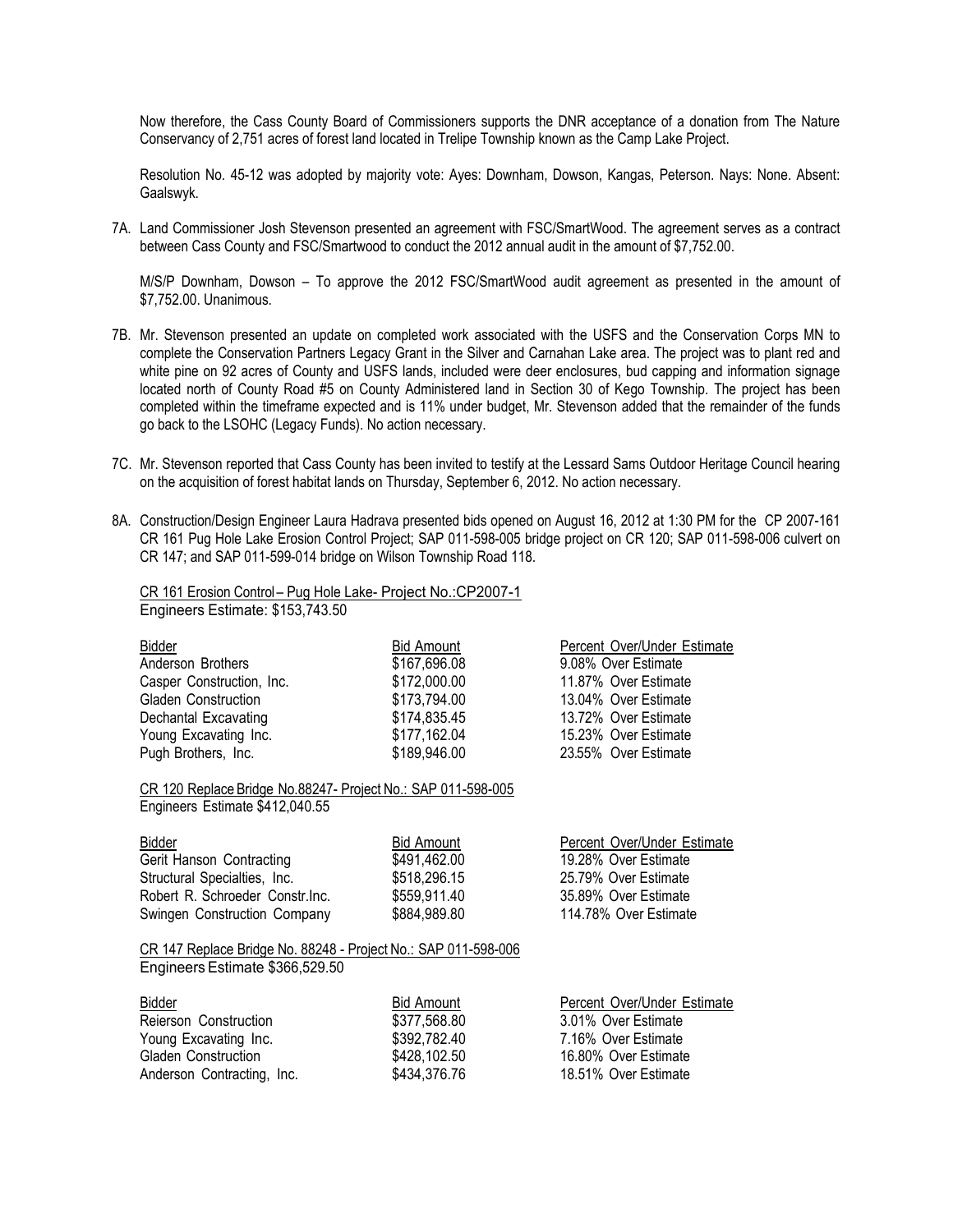Now therefore, the Cass County Board of Commissioners supports the DNR acceptance of a donation from The Nature Conservancy of 2,751 acres of forest land located in Trelipe Township known as the Camp Lake Project.

Resolution No. 45-12 was adopted by majority vote: Ayes: Downham, Dowson, Kangas, Peterson. Nays: None. Absent: Gaalswyk.

7A. Land Commissioner Josh Stevenson presented an agreement with FSC/SmartWood. The agreement serves as a contract between Cass County and FSC/Smartwood to conduct the 2012 annual audit in the amount of $7,752.00.

M/S/P Downham, Dowson – To approve the 2012 FSC/SmartWood audit agreement as presented in the amount of $7,752.00. Unanimous.

7B. Mr. Stevenson presented an update on completed work associated with the USFS and the Conservation Corps MN to complete the Conservation Partners Legacy Grant in the Silver and Carnahan Lake area. The project was to plant red and white pine on 92 acres of County and USFS lands, included were deer enclosures, bud capping and information signage located north of County Road #5 on County Administered land in Section 30 of Kego Township. The project has been completed within the timeframe expected and is 11% under budget, Mr. Stevenson added that the remainder of the funds go back to the LSOHC (Legacy Funds). No action necessary.

7C. Mr. Stevenson reported that Cass County has been invited to testify at the Lessard Sams Outdoor Heritage Council hearing on the acquisition of forest habitat lands on Thursday, September 6, 2012. No action necessary.

8A. Construction/Design Engineer Laura Hadrava presented bids opened on August 16, 2012 at 1:30 PM for the CP 2007-161 CR 161 Pug Hole Lake Erosion Control Project; SAP 011-598-005 bridge project on CR 120; SAP 011-598-006 culvert on CR 147; and SAP 011-599-014 bridge on Wilson Township Road 118.

CR 161 Erosion Control – Pug Hole Lake- Project No.:CP2007-1
Engineers Estimate: $153,743.50

| Bidder | Bid Amount | Percent Over/Under Estimate |
|---|---|---|
| Anderson Brothers | $167,696.08 | 9.08% Over Estimate |
| Casper Construction, Inc. | $172,000.00 | 11.87% Over Estimate |
| Gladen Construction | $173,794.00 | 13.04% Over Estimate |
| Dechantal Excavating | $174,835.45 | 13.72% Over Estimate |
| Young Excavating Inc. | $177,162.04 | 15.23% Over Estimate |
| Pugh Brothers, Inc. | $189,946.00 | 23.55% Over Estimate |

CR 120 Replace Bridge No.88247- Project No.: SAP 011-598-005
Engineers Estimate $412,040.55

| Bidder | Bid Amount | Percent Over/Under Estimate |
|---|---|---|
| Gerit Hanson Contracting | $491,462.00 | 19.28% Over Estimate |
| Structural Specialties, Inc. | $518,296.15 | 25.79% Over Estimate |
| Robert R. Schroeder Constr.Inc. | $559,911.40 | 35.89% Over Estimate |
| Swingen Construction Company | $884,989.80 | 114.78% Over Estimate |

CR 147 Replace Bridge No. 88248 - Project No.: SAP 011-598-006
Engineers Estimate $366,529.50

| Bidder | Bid Amount | Percent Over/Under Estimate |
|---|---|---|
| Reierson Construction | $377,568.80 | 3.01% Over Estimate |
| Young Excavating Inc. | $392,782.40 | 7.16% Over Estimate |
| Gladen Construction | $428,102.50 | 16.80% Over Estimate |
| Anderson Contracting, Inc. | $434,376.76 | 18.51% Over Estimate |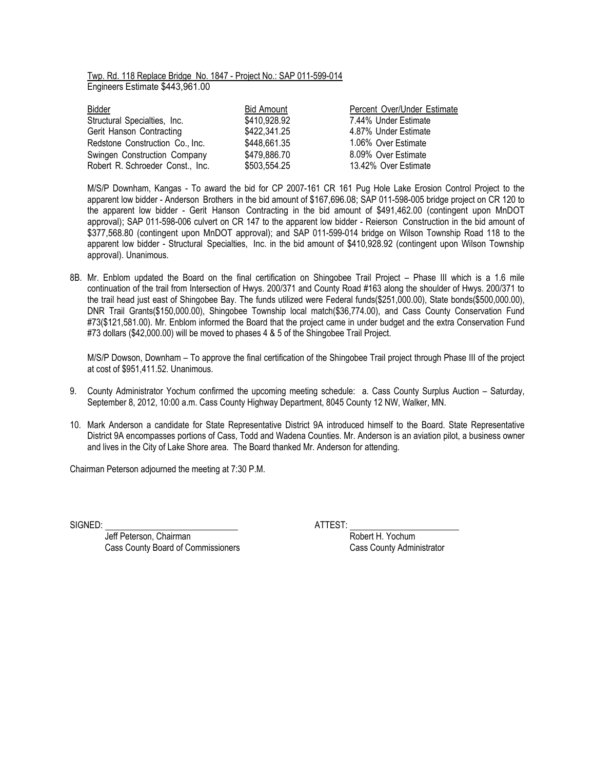Twp. Rd. 118 Replace Bridge No. 1847 - Project No.: SAP 011-599-014
Engineers Estimate $443,961.00

| Bidder | Bid Amount | Percent Over/Under Estimate |
|---|---|---|
| Structural Specialties, Inc. | $410,928.92 | 7.44% Under Estimate |
| Gerit Hanson Contracting | $422,341.25 | 4.87% Under Estimate |
| Redstone Construction Co., Inc. | $448,661.35 | 1.06% Over Estimate |
| Swingen Construction Company | $479,886.70 | 8.09% Over Estimate |
| Robert R. Schroeder Const., Inc. | $503,554.25 | 13.42% Over Estimate |

M/S/P Downham, Kangas - To award the bid for CP 2007-161 CR 161 Pug Hole Lake Erosion Control Project to the apparent low bidder - Anderson Brothers in the bid amount of $167,696.08; SAP 011-598-005 bridge project on CR 120 to the apparent low bidder - Gerit Hanson Contracting in the bid amount of $491,462.00 (contingent upon MnDOT approval); SAP 011-598-006 culvert on CR 147 to the apparent low bidder - Reierson Construction in the bid amount of $377,568.80 (contingent upon MnDOT approval); and SAP 011-599-014 bridge on Wilson Township Road 118 to the apparent low bidder - Structural Specialties, Inc. in the bid amount of $410,928.92 (contingent upon Wilson Township approval). Unanimous.

8B. Mr. Enblom updated the Board on the final certification on Shingobee Trail Project – Phase III which is a 1.6 mile continuation of the trail from Intersection of Hwys. 200/371 and County Road #163 along the shoulder of Hwys. 200/371 to the trail head just east of Shingobee Bay. The funds utilized were Federal funds($251,000.00), State bonds($500,000.00), DNR Trail Grants($150,000.00), Shingobee Township local match($36,774.00), and Cass County Conservation Fund #73($121,581.00). Mr. Enblom informed the Board that the project came in under budget and the extra Conservation Fund #73 dollars ($42,000.00) will be moved to phases 4 & 5 of the Shingobee Trail Project.

M/S/P Dowson, Downham – To approve the final certification of the Shingobee Trail project through Phase III of the project at cost of $951,411.52. Unanimous.

9. County Administrator Yochum confirmed the upcoming meeting schedule: a. Cass County Surplus Auction – Saturday, September 8, 2012, 10:00 a.m. Cass County Highway Department, 8045 County 12 NW, Walker, MN.

10. Mark Anderson a candidate for State Representative District 9A introduced himself to the Board. State Representative District 9A encompasses portions of Cass, Todd and Wadena Counties. Mr. Anderson is an aviation pilot, a business owner and lives in the City of Lake Shore area. The Board thanked Mr. Anderson for attending.

Chairman Peterson adjourned the meeting at 7:30 P.M.

SIGNED: ______________________________

Jeff Peterson, Chairman
Cass County Board of Commissioners

ATTEST: ______________________________

Robert H. Yochum
Cass County Administrator